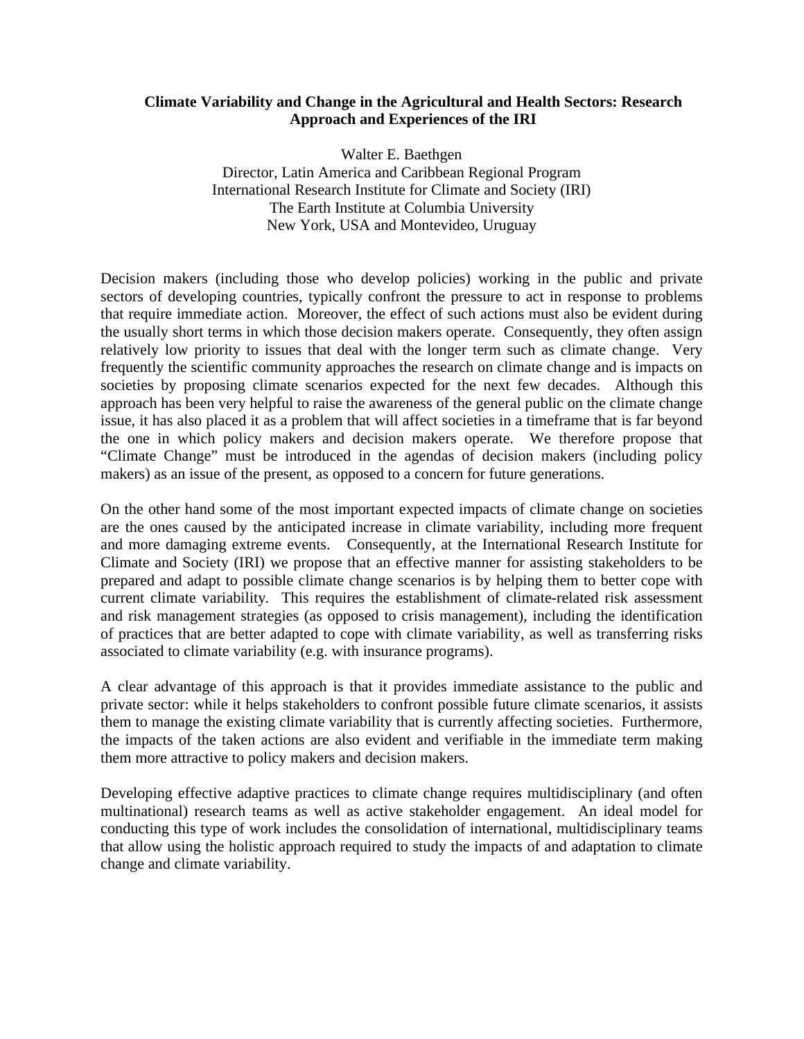# Climate Variability and Change in the Agricultural and Health Sectors: Research Approach and Experiences of the IRI

Walter E. Baethgen
Director, Latin America and Caribbean Regional Program
International Research Institute for Climate and Society (IRI)
The Earth Institute at Columbia University
New York, USA and Montevideo, Uruguay

Decision makers (including those who develop policies) working in the public and private sectors of developing countries, typically confront the pressure to act in response to problems that require immediate action. Moreover, the effect of such actions must also be evident during the usually short terms in which those decision makers operate. Consequently, they often assign relatively low priority to issues that deal with the longer term such as climate change. Very frequently the scientific community approaches the research on climate change and is impacts on societies by proposing climate scenarios expected for the next few decades. Although this approach has been very helpful to raise the awareness of the general public on the climate change issue, it has also placed it as a problem that will affect societies in a timeframe that is far beyond the one in which policy makers and decision makers operate. We therefore propose that "Climate Change" must be introduced in the agendas of decision makers (including policy makers) as an issue of the present, as opposed to a concern for future generations.

On the other hand some of the most important expected impacts of climate change on societies are the ones caused by the anticipated increase in climate variability, including more frequent and more damaging extreme events. Consequently, at the International Research Institute for Climate and Society (IRI) we propose that an effective manner for assisting stakeholders to be prepared and adapt to possible climate change scenarios is by helping them to better cope with current climate variability. This requires the establishment of climate-related risk assessment and risk management strategies (as opposed to crisis management), including the identification of practices that are better adapted to cope with climate variability, as well as transferring risks associated to climate variability (e.g. with insurance programs).

A clear advantage of this approach is that it provides immediate assistance to the public and private sector: while it helps stakeholders to confront possible future climate scenarios, it assists them to manage the existing climate variability that is currently affecting societies. Furthermore, the impacts of the taken actions are also evident and verifiable in the immediate term making them more attractive to policy makers and decision makers.

Developing effective adaptive practices to climate change requires multidisciplinary (and often multinational) research teams as well as active stakeholder engagement. An ideal model for conducting this type of work includes the consolidation of international, multidisciplinary teams that allow using the holistic approach required to study the impacts of and adaptation to climate change and climate variability.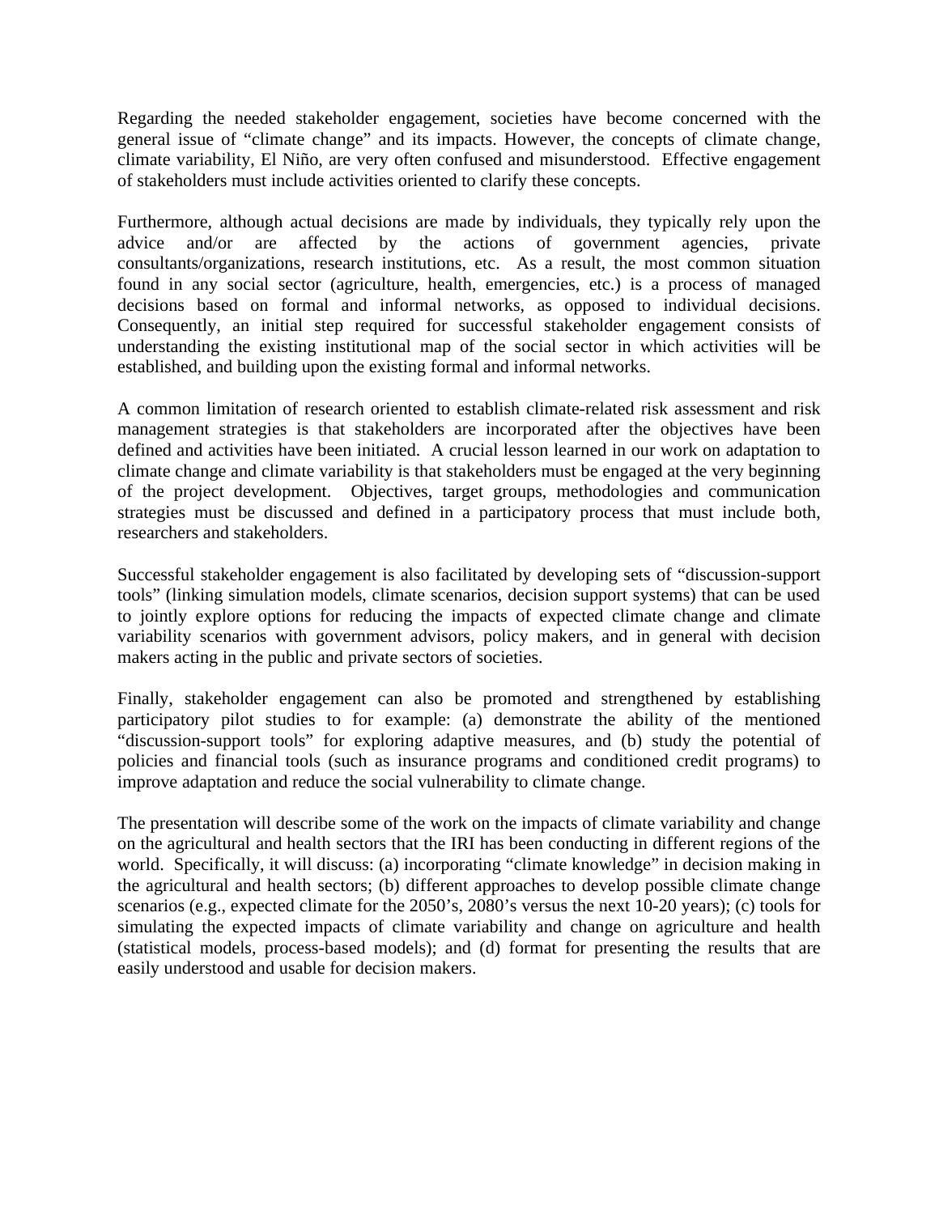Regarding the needed stakeholder engagement, societies have become concerned with the general issue of "climate change" and its impacts. However, the concepts of climate change, climate variability, El Niño, are very often confused and misunderstood. Effective engagement of stakeholders must include activities oriented to clarify these concepts.

Furthermore, although actual decisions are made by individuals, they typically rely upon the advice and/or are affected by the actions of government agencies, private consultants/organizations, research institutions, etc. As a result, the most common situation found in any social sector (agriculture, health, emergencies, etc.) is a process of managed decisions based on formal and informal networks, as opposed to individual decisions. Consequently, an initial step required for successful stakeholder engagement consists of understanding the existing institutional map of the social sector in which activities will be established, and building upon the existing formal and informal networks.

A common limitation of research oriented to establish climate-related risk assessment and risk management strategies is that stakeholders are incorporated after the objectives have been defined and activities have been initiated. A crucial lesson learned in our work on adaptation to climate change and climate variability is that stakeholders must be engaged at the very beginning of the project development. Objectives, target groups, methodologies and communication strategies must be discussed and defined in a participatory process that must include both, researchers and stakeholders.

Successful stakeholder engagement is also facilitated by developing sets of "discussion-support tools" (linking simulation models, climate scenarios, decision support systems) that can be used to jointly explore options for reducing the impacts of expected climate change and climate variability scenarios with government advisors, policy makers, and in general with decision makers acting in the public and private sectors of societies.

Finally, stakeholder engagement can also be promoted and strengthened by establishing participatory pilot studies to for example: (a) demonstrate the ability of the mentioned "discussion-support tools" for exploring adaptive measures, and (b) study the potential of policies and financial tools (such as insurance programs and conditioned credit programs) to improve adaptation and reduce the social vulnerability to climate change.

The presentation will describe some of the work on the impacts of climate variability and change on the agricultural and health sectors that the IRI has been conducting in different regions of the world. Specifically, it will discuss: (a) incorporating "climate knowledge" in decision making in the agricultural and health sectors; (b) different approaches to develop possible climate change scenarios (e.g., expected climate for the 2050's, 2080's versus the next 10-20 years); (c) tools for simulating the expected impacts of climate variability and change on agriculture and health (statistical models, process-based models); and (d) format for presenting the results that are easily understood and usable for decision makers.